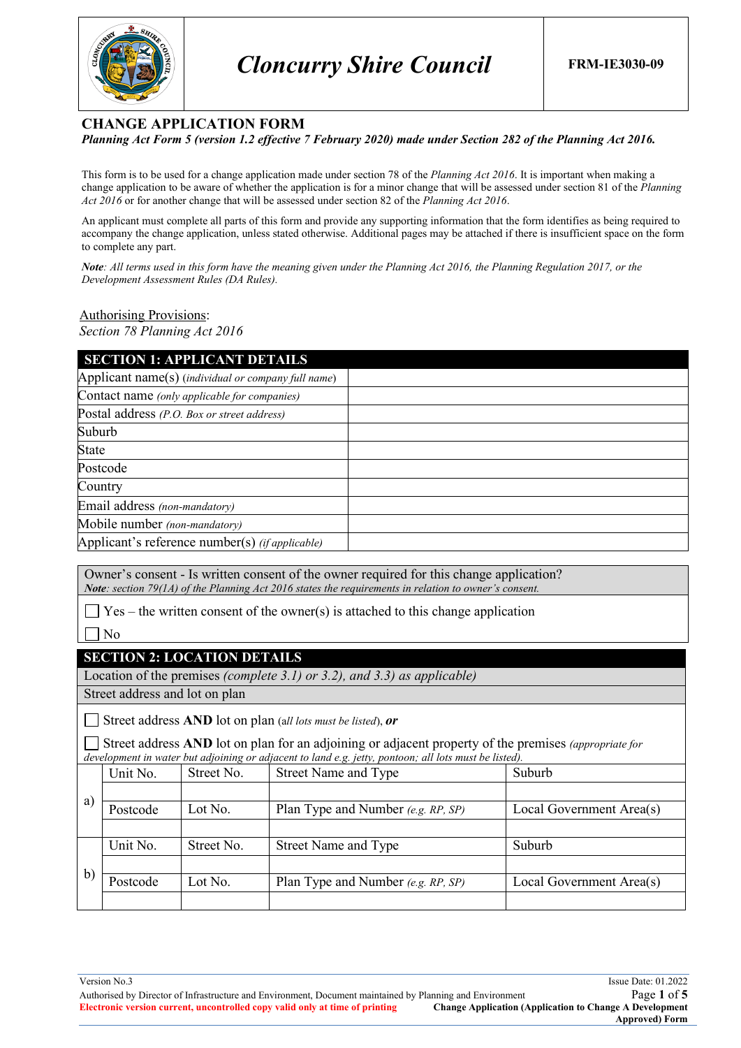# Cloncurry Shire Council

**FRM-IE3030-09**

## CHANGE APPLICATION FORM

***Planning Act Form 5 (version 1.2 effective 7 February 2020) made under Section 282 of the Planning Act 2016.***

This form is to be used for a change application made under section 78 of the *Planning Act 2016*. It is important when making a change application to be aware of whether the application is for a minor change that will be assessed under section 81 of the *Planning Act 2016* or for another change that will be assessed under section 82 of the *Planning Act 2016*.

An applicant must complete all parts of this form and provide any supporting information that the form identifies as being required to accompany the change application, unless stated otherwise. Additional pages may be attached if there is insufficient space on the form to complete any part.

***Note**: All terms used in this form have the meaning given under the Planning Act 2016, the Planning Regulation 2017, or the Development Assessment Rules (DA Rules).*

Authorising Provisions:
*Section 78 Planning Act 2016*

| SECTION 1: APPLICANT DETAILS | |
|---|---|
| Applicant name(s) *(individual or company full name)* | |
| Contact name *(only applicable for companies)* | |
| Postal address *(P.O. Box or street address)* | |
| Suburb | |
| State | |
| Postcode | |
| Country | |
| Email address *(non-mandatory)* | |
| Mobile number *(non-mandatory)* | |
| Applicant's reference number(s) *(if applicable)* | |

Owner's consent - Is written consent of the owner required for this change application?
***Note**: section 79(1A) of the Planning Act 2016 states the requirements in relation to owner's consent.*

☐ Yes – the written consent of the owner(s) is attached to this change application

☐ No

## SECTION 2: LOCATION DETAILS

Location of the premises *(complete 3.1) or 3.2), and 3.3) as applicable)*

Street address and lot on plan

☐ Street address **AND** lot on plan (*all lots must be listed*), ***or***

☐ Street address **AND** lot on plan for an adjoining or adjacent property of the premises *(appropriate for development in water but adjoining or adjacent to land e.g. jetty, pontoon; all lots must be listed).*

| | Unit No. | Street No. | Street Name and Type | Suburb |
|---|---|---|---|---|
| a) | | | | |
| | Postcode | Lot No. | Plan Type and Number *(e.g. RP, SP)* | Local Government Area(s) |
| | | | | |
| | Unit No. | Street No. | Street Name and Type | Suburb |
| b) | | | | |
| | Postcode | Lot No. | Plan Type and Number *(e.g. RP, SP)* | Local Government Area(s) |
| | | | | |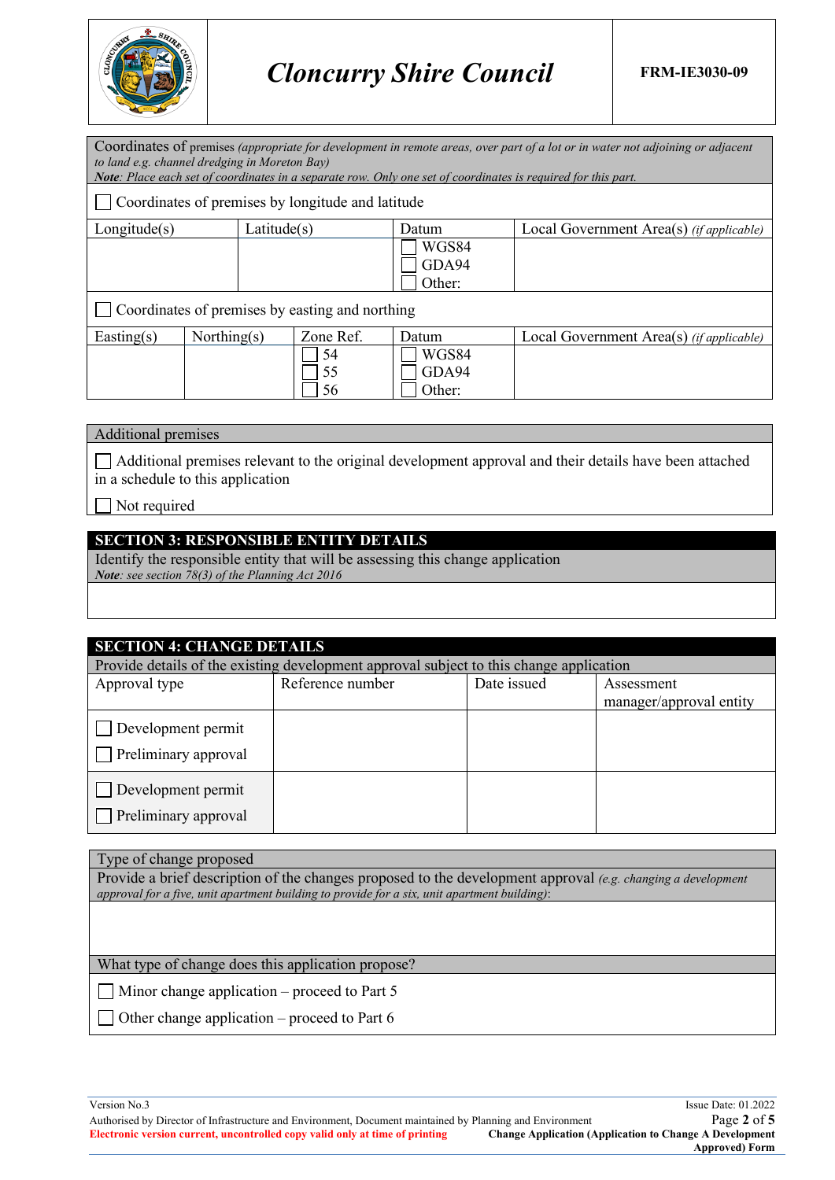Coordinates of premises *(appropriate for development in remote areas, over part of a lot or in water not adjoining or adjacent to land e.g. channel dredging in Moreton Bay)*
***Note**: Place each set of coordinates in a separate row. Only one set of coordinates is required for this part.*

☐ Coordinates of premises by longitude and latitude

| Longitude(s) | Latitude(s) | Datum | Local Government Area(s) *(if applicable)* |
|---|---|---|---|
| | | ☐ WGS84<br>☐ GDA94<br>☐ Other: | |

☐ Coordinates of premises by easting and northing

| Easting(s) | Northing(s) | Zone Ref. | Datum | Local Government Area(s) *(if applicable)* |
|---|---|---|---|---|
| | | ☐ 54<br>☐ 55<br>☐ 56 | ☐ WGS84<br>☐ GDA94<br>☐ Other: | |

Additional premises

☐ Additional premises relevant to the original development approval and their details have been attached in a schedule to this application

☐ Not required

## SECTION 3: RESPONSIBLE ENTITY DETAILS

Identify the responsible entity that will be assessing this change application
***Note**: see section 78(3) of the Planning Act 2016*

## SECTION 4: CHANGE DETAILS

Provide details of the existing development approval subject to this change application

| Approval type | Reference number | Date issued | Assessment manager/approval entity |
|---|---|---|---|
| ☐ Development permit<br>☐ Preliminary approval | | | |
| ☐ Development permit<br>☐ Preliminary approval | | | |

Type of change proposed

Provide a brief description of the changes proposed to the development approval *(e.g. changing a development approval for a five, unit apartment building to provide for a six, unit apartment building)*:

What type of change does this application propose?

☐ Minor change application – proceed to Part 5

☐ Other change application – proceed to Part 6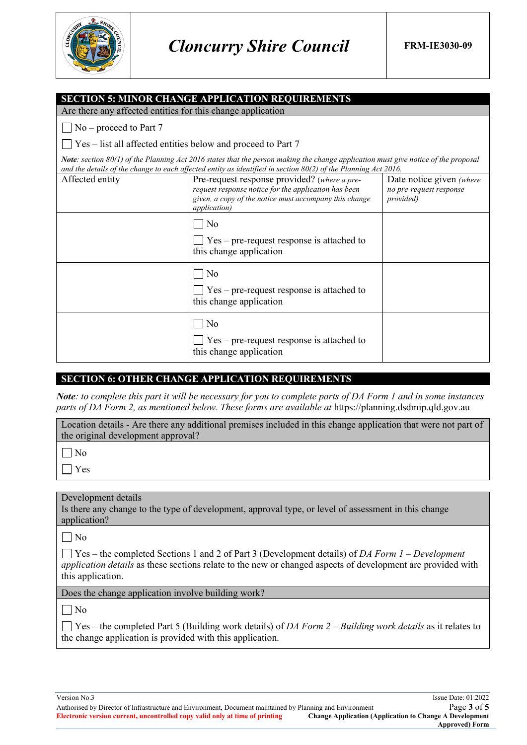## SECTION 5: MINOR CHANGE APPLICATION REQUIREMENTS

Are there any affected entities for this change application

☐ No – proceed to Part 7

☐ Yes – list all affected entities below and proceed to Part 7

***Note**: section 80(1) of the Planning Act 2016 states that the person making the change application must give notice of the proposal and the details of the change to each affected entity as identified in section 80(2) of the Planning Act 2016.*

| Affected entity | Pre-request response provided? (*where a pre-request response notice for the application has been given, a copy of the notice must accompany this change application*) | Date notice given (*where no pre-request response provided*) |
|---|---|---|
| | ☐ No<br>☐ Yes – pre-request response is attached to this change application | |
| | ☐ No<br>☐ Yes – pre-request response is attached to this change application | |
| | ☐ No<br>☐ Yes – pre-request response is attached to this change application | |

## SECTION 6: OTHER CHANGE APPLICATION REQUIREMENTS

***Note**: to complete this part it will be necessary for you to complete parts of DA Form 1 and in some instances parts of DA Form 2, as mentioned below. These forms are available at* https://planning.dsdmip.qld.gov.au

**Location details - Are there any additional premises included in this change application that were not part of the original development approval?**

☐ No

☐ Yes

**Development details**
**Is there any change to the type of development, approval type, or level of assessment in this change application?**

☐ No

☐ Yes – the completed Sections 1 and 2 of Part 3 (Development details) of *DA Form 1 – Development application details* as these sections relate to the new or changed aspects of development are provided with this application.

**Does the change application involve building work?**

☐ No

☐ Yes – the completed Part 5 (Building work details) of *DA Form 2 – Building work details* as it relates to the change application is provided with this application.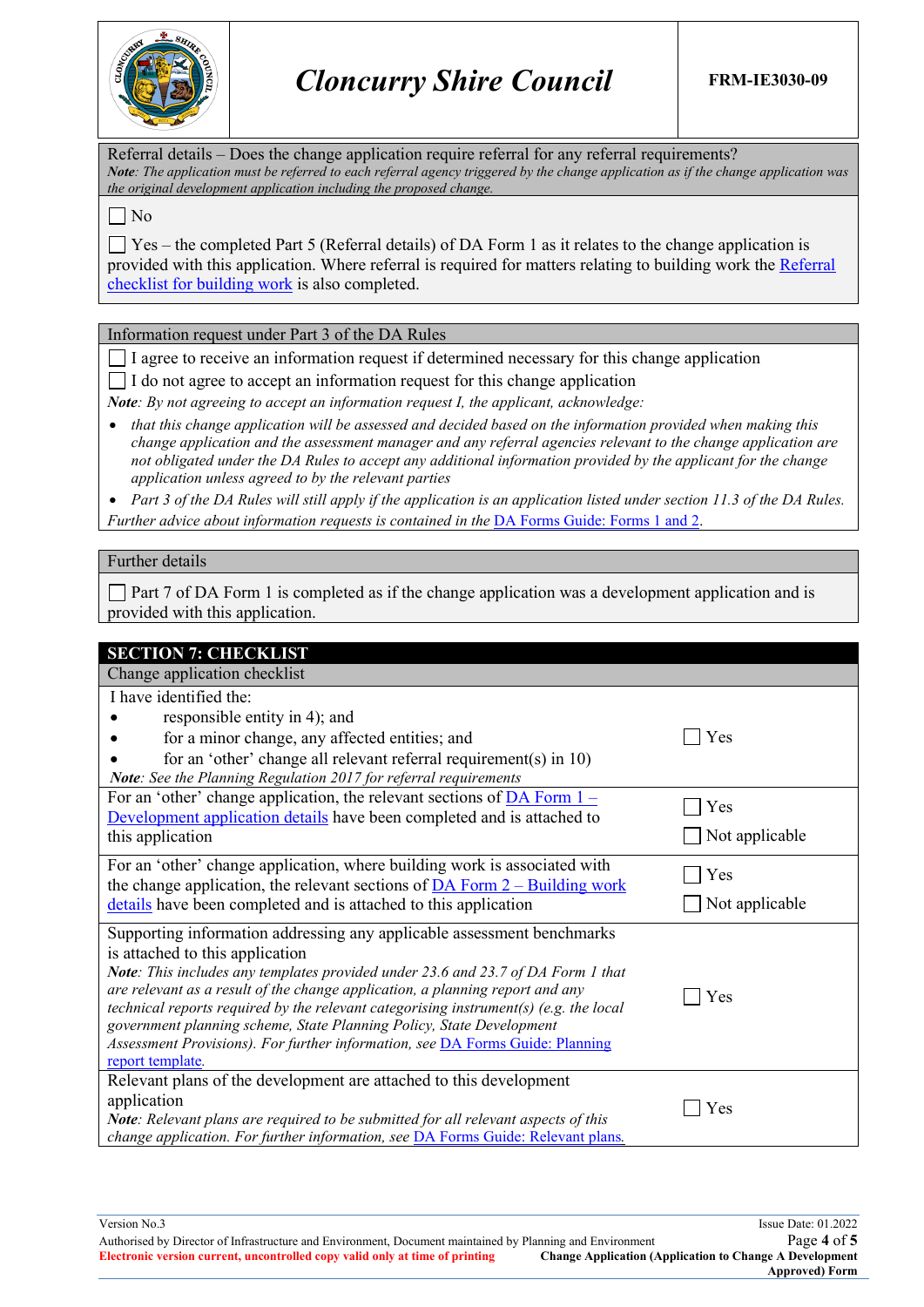Referral details – Does the change application require referral for any referral requirements?

***Note**: The application must be referred to each referral agency triggered by the change application as if the change application was the original development application including the proposed change.*

☐ No

☐ Yes – the completed Part 5 (Referral details) of DA Form 1 as it relates to the change application is provided with this application. Where referral is required for matters relating to building work the Referral checklist for building work is also completed.

Information request under Part 3 of the DA Rules

☐ I agree to receive an information request if determined necessary for this change application

☐ I do not agree to accept an information request for this change application

***Note**: By not agreeing to accept an information request I, the applicant, acknowledge:*

- *that this change application will be assessed and decided based on the information provided when making this change application and the assessment manager and any referral agencies relevant to the change application are not obligated under the DA Rules to accept any additional information provided by the applicant for the change application unless agreed to by the relevant parties*
- *Part 3 of the DA Rules will still apply if the application is an application listed under section 11.3 of the DA Rules.*

*Further advice about information requests is contained in the DA Forms Guide: Forms 1 and 2.*

Further details

☐ Part 7 of DA Form 1 is completed as if the change application was a development application and is provided with this application.

## SECTION 7: CHECKLIST

Change application checklist

| | |
|---|---|
| I have identified the:<br>• responsible entity in 4); and<br>• for a minor change, any affected entities; and<br>• for an 'other' change all relevant referral requirement(s) in 10)<br>***Note**: See the Planning Regulation 2017 for referral requirements* | ☐ Yes |
| For an 'other' change application, the relevant sections of DA Form 1 – Development application details have been completed and is attached to this application | ☐ Yes<br>☐ Not applicable |
| For an 'other' change application, where building work is associated with the change application, the relevant sections of DA Form 2 – Building work details have been completed and is attached to this application | ☐ Yes<br>☐ Not applicable |
| Supporting information addressing any applicable assessment benchmarks is attached to this application<br>***Note**: This includes any templates provided under 23.6 and 23.7 of DA Form 1 that are relevant as a result of the change application, a planning report and any technical reports required by the relevant categorising instrument(s) (e.g. the local government planning scheme, State Planning Policy, State Development Assessment Provisions). For further information, see DA Forms Guide: Planning report template.* | ☐ Yes |
| Relevant plans of the development are attached to this development application<br>***Note**: Relevant plans are required to be submitted for all relevant aspects of this change application. For further information, see DA Forms Guide: Relevant plans.* | ☐ Yes |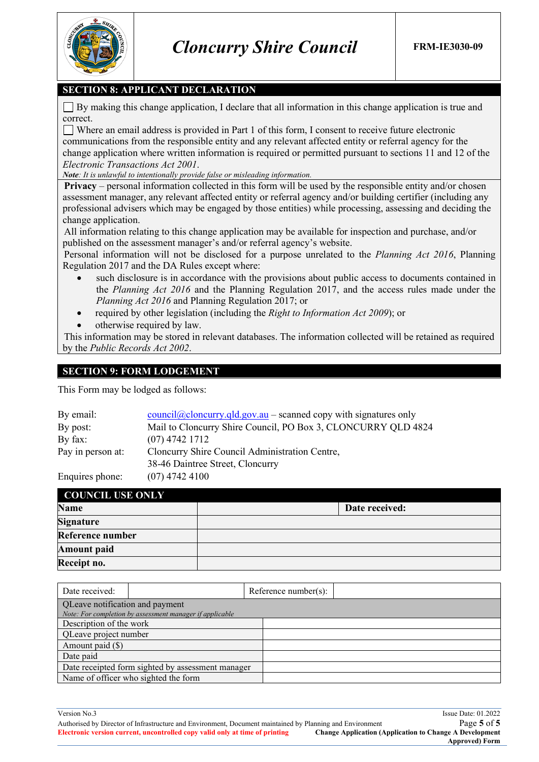# Cloncurry Shire Council

**FRM-IE3030-09**

## SECTION 8: APPLICANT DECLARATION

☐ By making this change application, I declare that all information in this change application is true and correct.

☐ Where an email address is provided in Part 1 of this form, I consent to receive future electronic communications from the responsible entity and any relevant affected entity or referral agency for the change application where written information is required or permitted pursuant to sections 11 and 12 of the *Electronic Transactions Act 2001*.

***Note****: It is unlawful to intentionally provide false or misleading information.*

**Privacy** – personal information collected in this form will be used by the responsible entity and/or chosen assessment manager, any relevant affected entity or referral agency and/or building certifier (including any professional advisers which may be engaged by those entities) while processing, assessing and deciding the change application.

All information relating to this change application may be available for inspection and purchase, and/or published on the assessment manager's and/or referral agency's website.

Personal information will not be disclosed for a purpose unrelated to the *Planning Act 2016*, Planning Regulation 2017 and the DA Rules except where:

- such disclosure is in accordance with the provisions about public access to documents contained in the *Planning Act 2016* and the Planning Regulation 2017, and the access rules made under the *Planning Act 2016* and Planning Regulation 2017; or
- required by other legislation (including the *Right to Information Act 2009*); or
- otherwise required by law.

This information may be stored in relevant databases. The information collected will be retained as required by the *Public Records Act 2002*.

## SECTION 9: FORM LODGEMENT

This Form may be lodged as follows:

| | |
|---|---|
| By email: | council@cloncurry.qld.gov.au – scanned copy with signatures only |
| By post: | Mail to Cloncurry Shire Council, PO Box 3, CLONCURRY QLD 4824 |
| By fax: | (07) 4742 1712 |
| Pay in person at: | Cloncurry Shire Council Administration Centre, 38-46 Daintree Street, Cloncurry |
| Enquires phone: | (07) 4742 4100 |

| COUNCIL USE ONLY | | |
|---|---|---|
| **Name** | | **Date received:** |
| **Signature** | | |
| **Reference number** | | |
| **Amount paid** | | |
| **Receipt no.** | | |

| Date received: | | Reference number(s): | |
|---|---|---|---|

| QLeave notification and payment<br>*Note: For completion by assessment manager if applicable* | |
|---|---|
| Description of the work | |
| QLeave project number | |
| Amount paid ($) | |
| Date paid | |
| Date receipted form sighted by assessment manager | |
| Name of officer who sighted the form | |

Version No.3 | Issue Date: 01.2022

Authorised by Director of Infrastructure and Environment, Document maintained by Planning and Environment

**Electronic version current, uncontrolled copy valid only at time of printing** | **Change Application (Application to Change A Development Approved) Form**